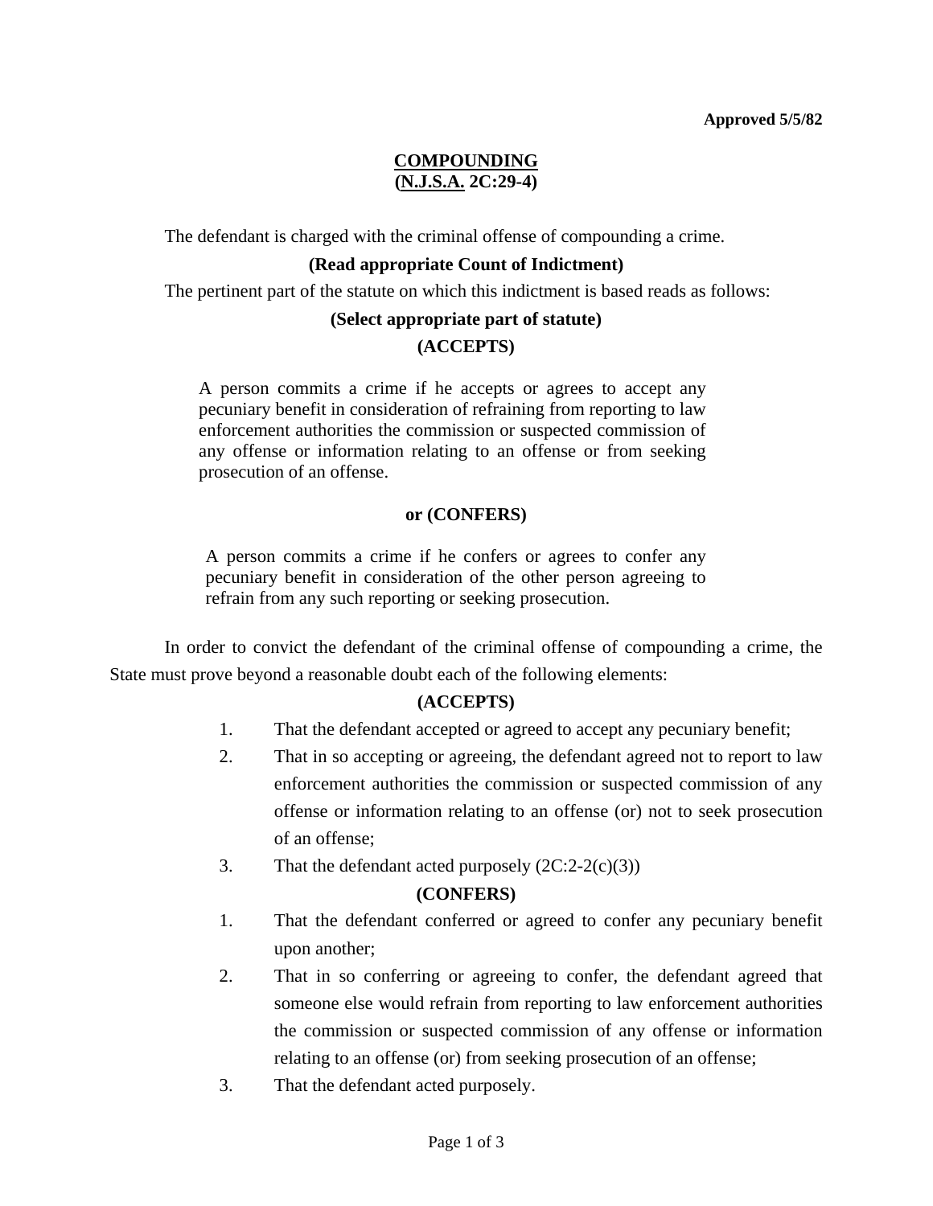**Approved 5/5/82**

# COMPOUNDING
## (N.J.S.A. 2C:29-4)

The defendant is charged with the criminal offense of compounding a crime.

**(Read appropriate Count of Indictment)**

The pertinent part of the statute on which this indictment is based reads as follows:

**(Select appropriate part of statute)**

**(ACCEPTS)**

> A person commits a crime if he accepts or agrees to accept any pecuniary benefit in consideration of refraining from reporting to law enforcement authorities the commission or suspected commission of any offense or information relating to an offense or from seeking prosecution of an offense.

**or (CONFERS)**

> A person commits a crime if he confers or agrees to confer any pecuniary benefit in consideration of the other person agreeing to refrain from any such reporting or seeking prosecution.

In order to convict the defendant of the criminal offense of compounding a crime, the State must prove beyond a reasonable doubt each of the following elements:

**(ACCEPTS)**

1. That the defendant accepted or agreed to accept any pecuniary benefit;
2. That in so accepting or agreeing, the defendant agreed not to report to law enforcement authorities the commission or suspected commission of any offense or information relating to an offense (or) not to seek prosecution of an offense;
3. That the defendant acted purposely (2C:2-2(c)(3))

**(CONFERS)**

1. That the defendant conferred or agreed to confer any pecuniary benefit upon another;
2. That in so conferring or agreeing to confer, the defendant agreed that someone else would refrain from reporting to law enforcement authorities the commission or suspected commission of any offense or information relating to an offense (or) from seeking prosecution of an offense;
3. That the defendant acted purposely.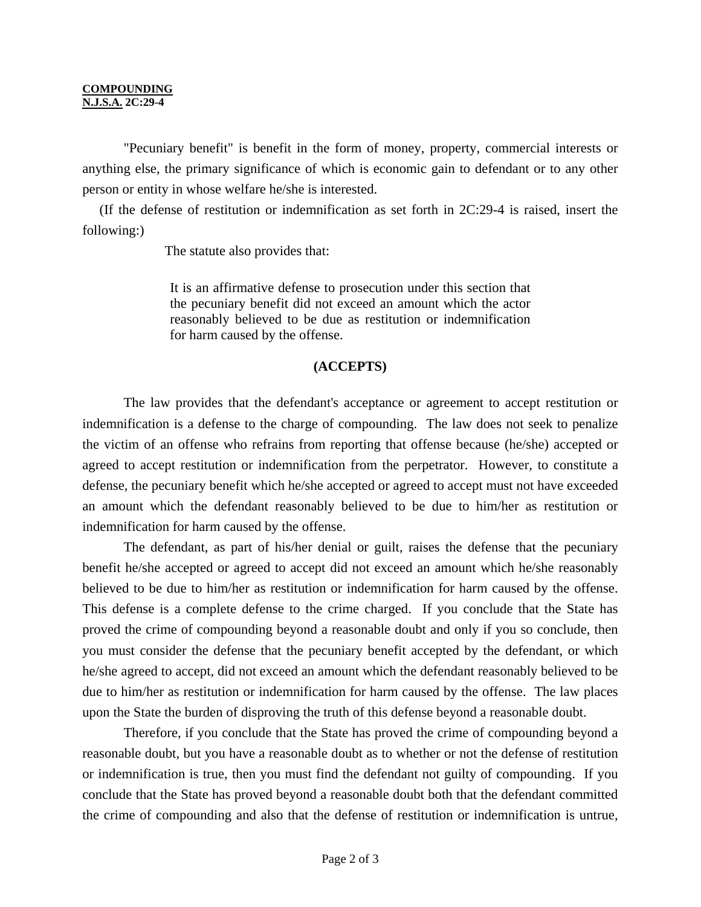"Pecuniary benefit" is benefit in the form of money, property, commercial interests or anything else, the primary significance of which is economic gain to defendant or to any other person or entity in whose welfare he/she is interested.

(If the defense of restitution or indemnification as set forth in 2C:29-4 is raised, insert the following:)

The statute also provides that:

> It is an affirmative defense to prosecution under this section that the pecuniary benefit did not exceed an amount which the actor reasonably believed to be due as restitution or indemnification for harm caused by the offense.

**(ACCEPTS)**

The law provides that the defendant's acceptance or agreement to accept restitution or indemnification is a defense to the charge of compounding. The law does not seek to penalize the victim of an offense who refrains from reporting that offense because (he/she) accepted or agreed to accept restitution or indemnification from the perpetrator. However, to constitute a defense, the pecuniary benefit which he/she accepted or agreed to accept must not have exceeded an amount which the defendant reasonably believed to be due to him/her as restitution or indemnification for harm caused by the offense.

The defendant, as part of his/her denial or guilt, raises the defense that the pecuniary benefit he/she accepted or agreed to accept did not exceed an amount which he/she reasonably believed to be due to him/her as restitution or indemnification for harm caused by the offense. This defense is a complete defense to the crime charged. If you conclude that the State has proved the crime of compounding beyond a reasonable doubt and only if you so conclude, then you must consider the defense that the pecuniary benefit accepted by the defendant, or which he/she agreed to accept, did not exceed an amount which the defendant reasonably believed to be due to him/her as restitution or indemnification for harm caused by the offense. The law places upon the State the burden of disproving the truth of this defense beyond a reasonable doubt.

Therefore, if you conclude that the State has proved the crime of compounding beyond a reasonable doubt, but you have a reasonable doubt as to whether or not the defense of restitution or indemnification is true, then you must find the defendant not guilty of compounding. If you conclude that the State has proved beyond a reasonable doubt both that the defendant committed the crime of compounding and also that the defense of restitution or indemnification is untrue,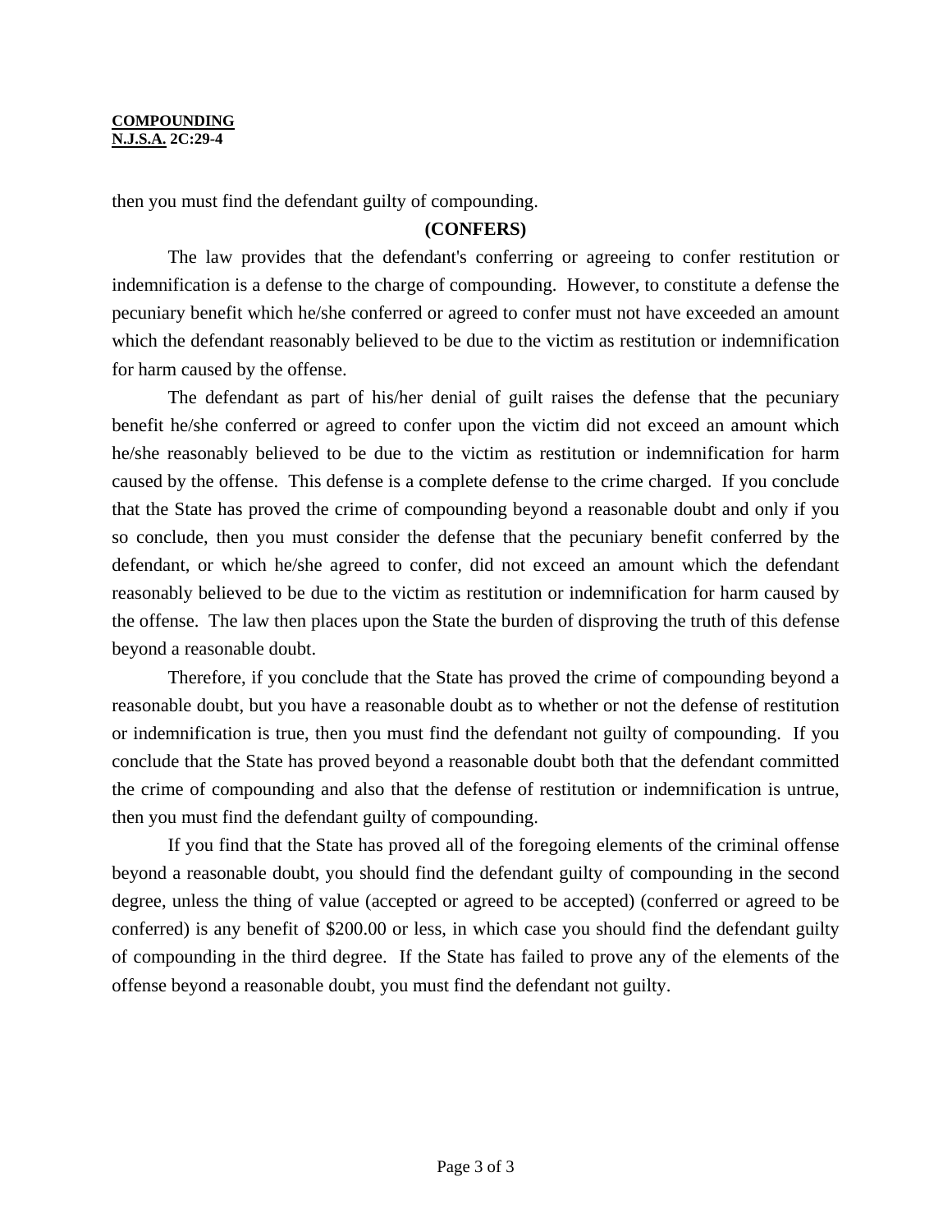then you must find the defendant guilty of compounding.

**(CONFERS)**

The law provides that the defendant's conferring or agreeing to confer restitution or indemnification is a defense to the charge of compounding. However, to constitute a defense the pecuniary benefit which he/she conferred or agreed to confer must not have exceeded an amount which the defendant reasonably believed to be due to the victim as restitution or indemnification for harm caused by the offense.

The defendant as part of his/her denial of guilt raises the defense that the pecuniary benefit he/she conferred or agreed to confer upon the victim did not exceed an amount which he/she reasonably believed to be due to the victim as restitution or indemnification for harm caused by the offense. This defense is a complete defense to the crime charged. If you conclude that the State has proved the crime of compounding beyond a reasonable doubt and only if you so conclude, then you must consider the defense that the pecuniary benefit conferred by the defendant, or which he/she agreed to confer, did not exceed an amount which the defendant reasonably believed to be due to the victim as restitution or indemnification for harm caused by the offense. The law then places upon the State the burden of disproving the truth of this defense beyond a reasonable doubt.

Therefore, if you conclude that the State has proved the crime of compounding beyond a reasonable doubt, but you have a reasonable doubt as to whether or not the defense of restitution or indemnification is true, then you must find the defendant not guilty of compounding. If you conclude that the State has proved beyond a reasonable doubt both that the defendant committed the crime of compounding and also that the defense of restitution or indemnification is untrue, then you must find the defendant guilty of compounding.

If you find that the State has proved all of the foregoing elements of the criminal offense beyond a reasonable doubt, you should find the defendant guilty of compounding in the second degree, unless the thing of value (accepted or agreed to be accepted) (conferred or agreed to be conferred) is any benefit of $200.00 or less, in which case you should find the defendant guilty of compounding in the third degree. If the State has failed to prove any of the elements of the offense beyond a reasonable doubt, you must find the defendant not guilty.